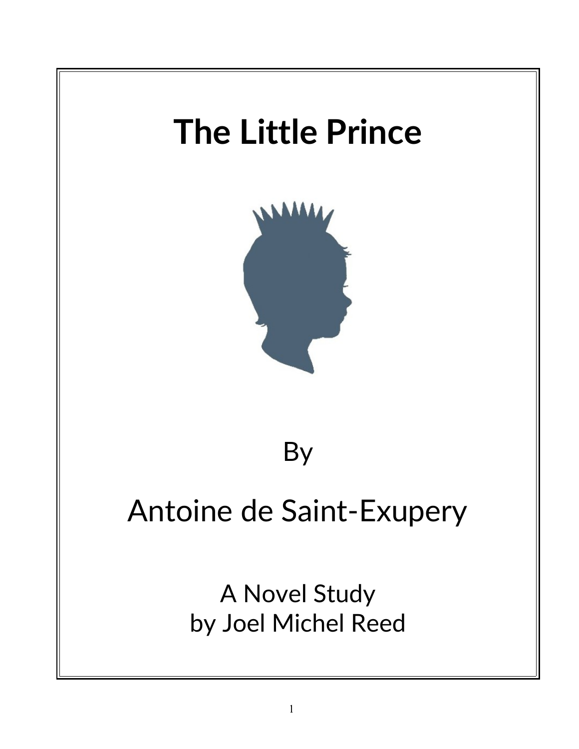# The Little Prince

By

Antoine de Saint-Exupery

A Novel Study
by Joel Michel Reed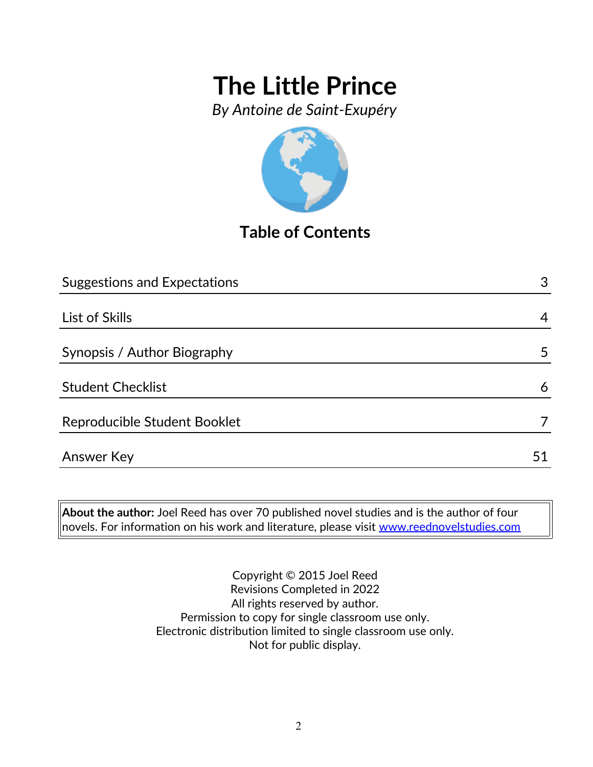# The Little Prince

*By Antoine de Saint-Exupéry*

## Table of Contents

| | |
|---|---|
| Suggestions and Expectations | 3 |
| List of Skills | 4 |
| Synopsis / Author Biography | 5 |
| Student Checklist | 6 |
| Reproducible Student Booklet | 7 |
| Answer Key | 51 |

**About the author:** Joel Reed has over 70 published novel studies and is the author of four novels. For information on his work and literature, please visit www.reednovelstudies.com

Copyright © 2015 Joel Reed
Revisions Completed in 2022
All rights reserved by author.
Permission to copy for single classroom use only.
Electronic distribution limited to single classroom use only.
Not for public display.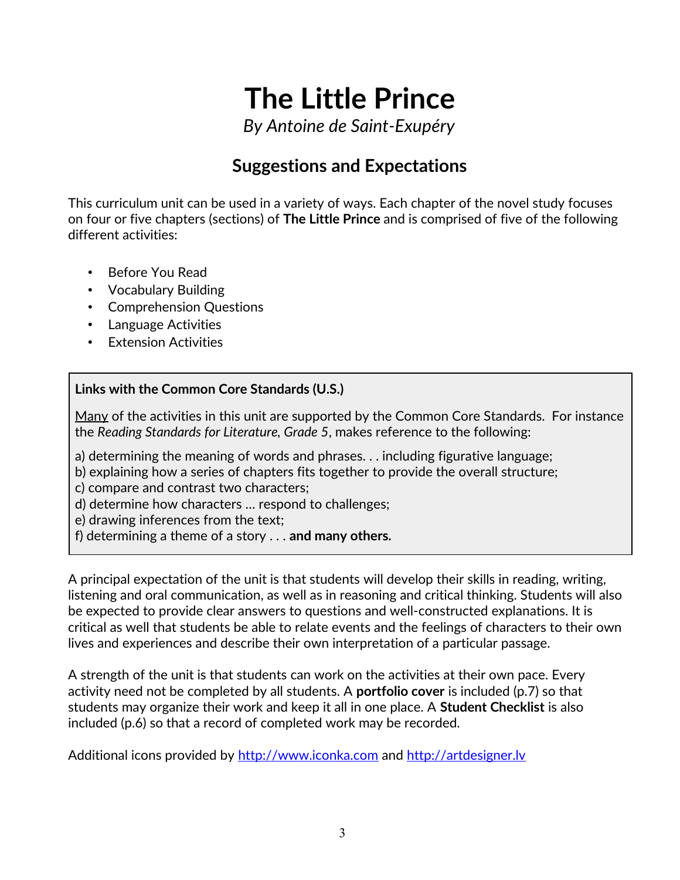# The Little Prince

*By Antoine de Saint-Exupéry*

## Suggestions and Expectations

This curriculum unit can be used in a variety of ways. Each chapter of the novel study focuses on four or five chapters (sections) of **The Little Prince** and is comprised of five of the following different activities:

- Before You Read
- Vocabulary Building
- Comprehension Questions
- Language Activities
- Extension Activities

**Links with the Common Core Standards (U.S.)**

Many of the activities in this unit are supported by the Common Core Standards. For instance the *Reading Standards for Literature, Grade 5*, makes reference to the following:

a) determining the meaning of words and phrases. . . including figurative language;
b) explaining how a series of chapters fits together to provide the overall structure;
c) compare and contrast two characters;
d) determine how characters … respond to challenges;
e) drawing inferences from the text;
f) determining a theme of a story . . . **and many others.**

A principal expectation of the unit is that students will develop their skills in reading, writing, listening and oral communication, as well as in reasoning and critical thinking. Students will also be expected to provide clear answers to questions and well-constructed explanations. It is critical as well that students be able to relate events and the feelings of characters to their own lives and experiences and describe their own interpretation of a particular passage.

A strength of the unit is that students can work on the activities at their own pace. Every activity need not be completed by all students. A **portfolio cover** is included (p.7) so that students may organize their work and keep it all in one place. A **Student Checklist** is also included (p.6) so that a record of completed work may be recorded.

Additional icons provided by http://www.iconka.com and http://artdesigner.lv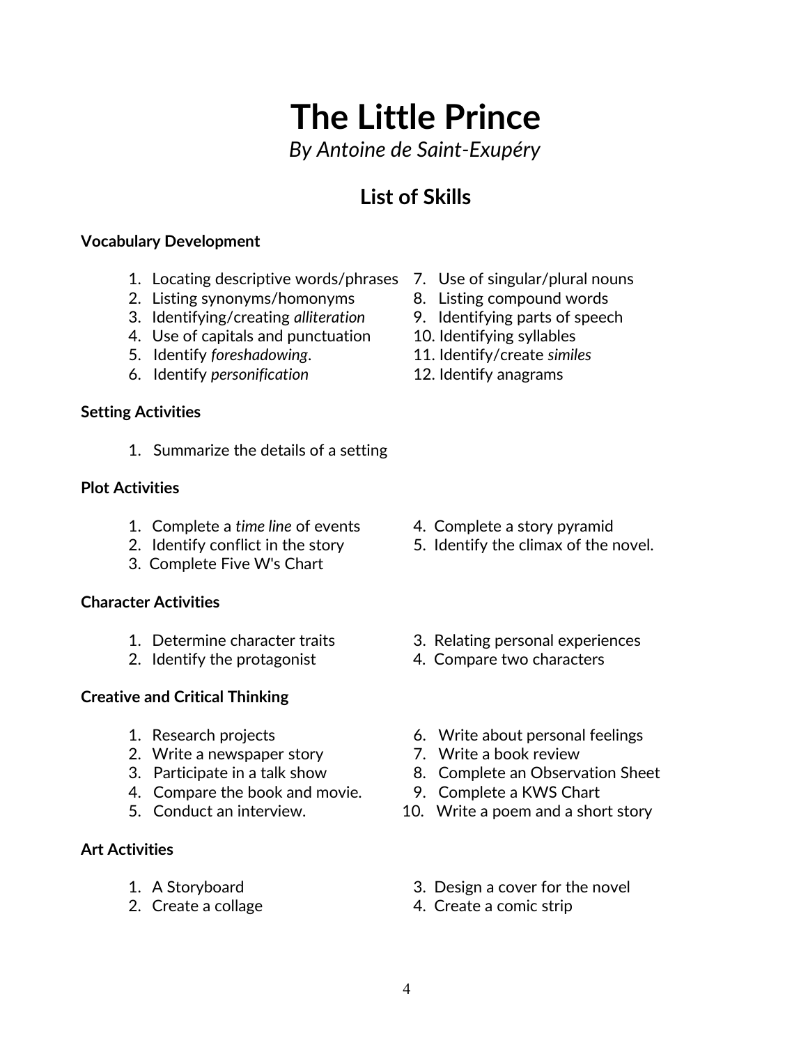# The Little Prince

*By Antoine de Saint-Exupéry*

## List of Skills

**Vocabulary Development**

1. Locating descriptive words/phrases
2. Listing synonyms/homonyms
3. Identifying/creating *alliteration*
4. Use of capitals and punctuation
5. Identify *foreshadowing*.
6. Identify *personification*
7. Use of singular/plural nouns
8. Listing compound words
9. Identifying parts of speech
10. Identifying syllables
11. Identify/create *similes*
12. Identify anagrams

**Setting Activities**

1. Summarize the details of a setting

**Plot Activities**

1. Complete a *time line* of events
2. Identify conflict in the story
3. Complete Five W's Chart
4. Complete a story pyramid
5. Identify the climax of the novel.

**Character Activities**

1. Determine character traits
2. Identify the protagonist
3. Relating personal experiences
4. Compare two characters

**Creative and Critical Thinking**

1. Research projects
2. Write a newspaper story
3. Participate in a talk show
4. Compare the book and movie.
5. Conduct an interview.
6. Write about personal feelings
7. Write a book review
8. Complete an Observation Sheet
9. Complete a KWS Chart
10. Write a poem and a short story

**Art Activities**

1. A Storyboard
2. Create a collage
3. Design a cover for the novel
4. Create a comic strip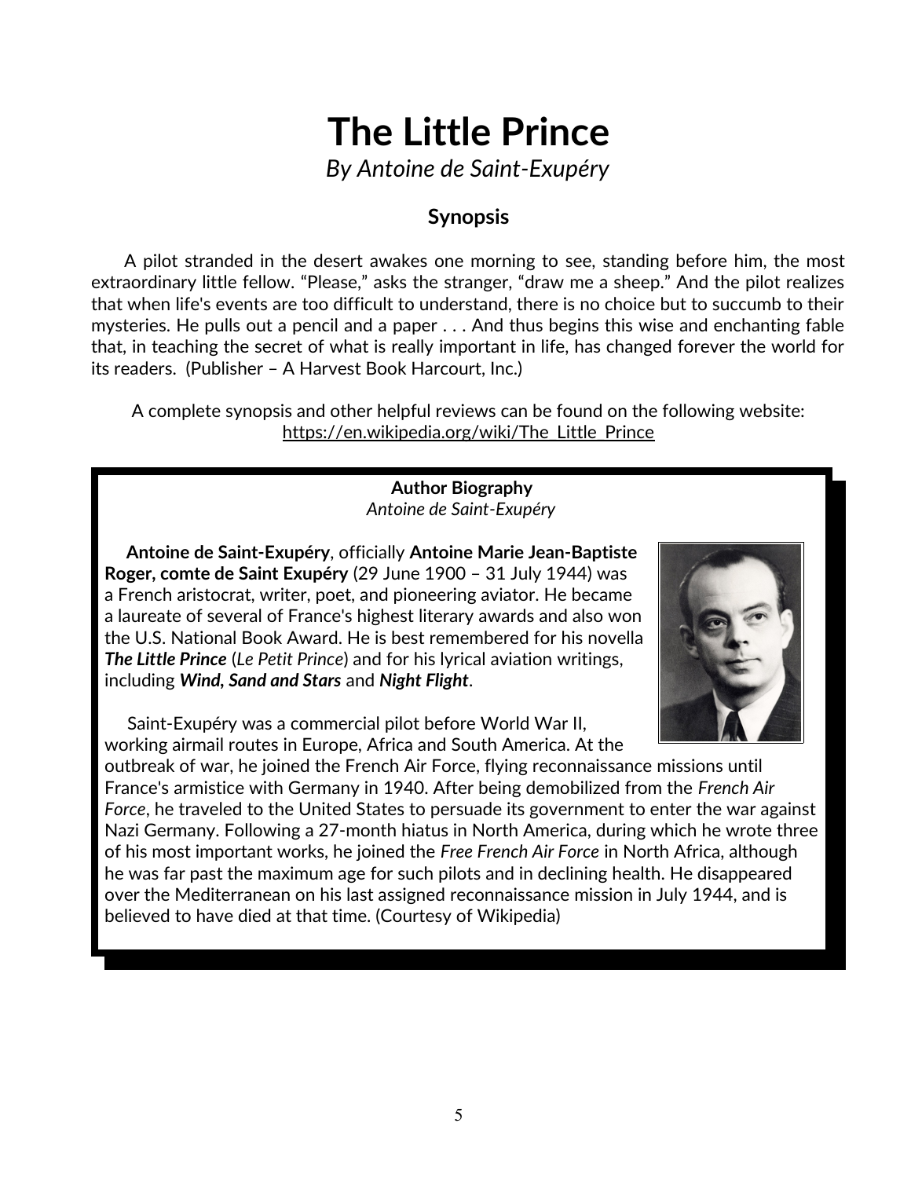# The Little Prince

*By Antoine de Saint-Exupéry*

### Synopsis

A pilot stranded in the desert awakes one morning to see, standing before him, the most extraordinary little fellow. "Please," asks the stranger, "draw me a sheep." And the pilot realizes that when life's events are too difficult to understand, there is no choice but to succumb to their mysteries. He pulls out a pencil and a paper . . . And thus begins this wise and enchanting fable that, in teaching the secret of what is really important in life, has changed forever the world for its readers. (Publisher – A Harvest Book Harcourt, Inc.)

A complete synopsis and other helpful reviews can be found on the following website: https://en.wikipedia.org/wiki/The_Little_Prince

**Author Biography**

*Antoine de Saint-Exupéry*

**Antoine de Saint-Exupéry**, officially **Antoine Marie Jean-Baptiste Roger, comte de Saint Exupéry** (29 June 1900 – 31 July 1944) was a French aristocrat, writer, poet, and pioneering aviator. He became a laureate of several of France's highest literary awards and also won the U.S. National Book Award. He is best remembered for his novella ***The Little Prince*** (*Le Petit Prince*) and for his lyrical aviation writings, including ***Wind, Sand and Stars*** and ***Night Flight***.

Saint-Exupéry was a commercial pilot before World War II, working airmail routes in Europe, Africa and South America. At the outbreak of war, he joined the French Air Force, flying reconnaissance missions until France's armistice with Germany in 1940. After being demobilized from the *French Air Force*, he traveled to the United States to persuade its government to enter the war against Nazi Germany. Following a 27-month hiatus in North America, during which he wrote three of his most important works, he joined the *Free French Air Force* in North Africa, although he was far past the maximum age for such pilots and in declining health. He disappeared over the Mediterranean on his last assigned reconnaissance mission in July 1944, and is believed to have died at that time. (Courtesy of Wikipedia)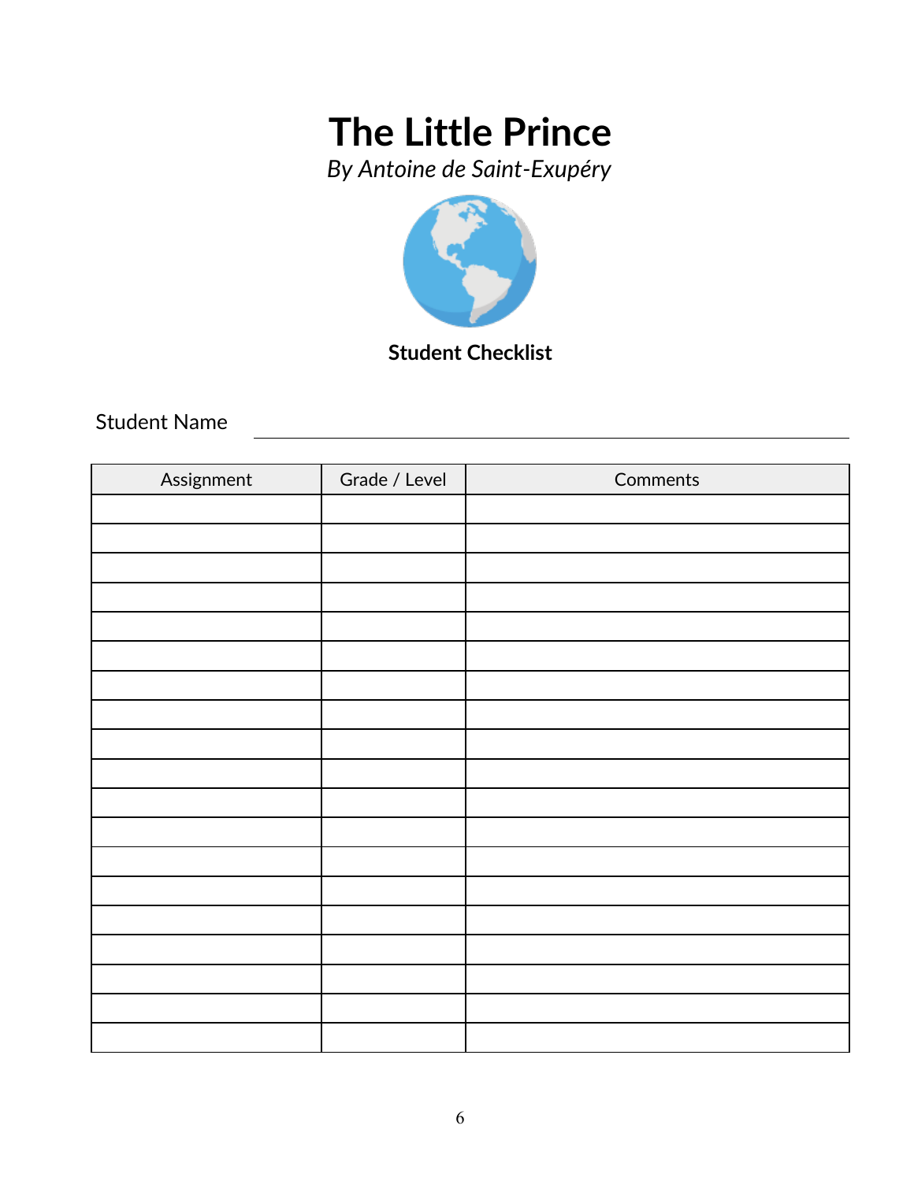# The Little Prince

*By Antoine de Saint-Exupéry*

**Student Checklist**

Student Name ______________________________

| Assignment | Grade / Level | Comments |
|---|---|---|
| | | |
| | | |
| | | |
| | | |
| | | |
| | | |
| | | |
| | | |
| | | |
| | | |
| | | |
| | | |
| | | |
| | | |
| | | |
| | | |
| | | |
| | | |
| | | |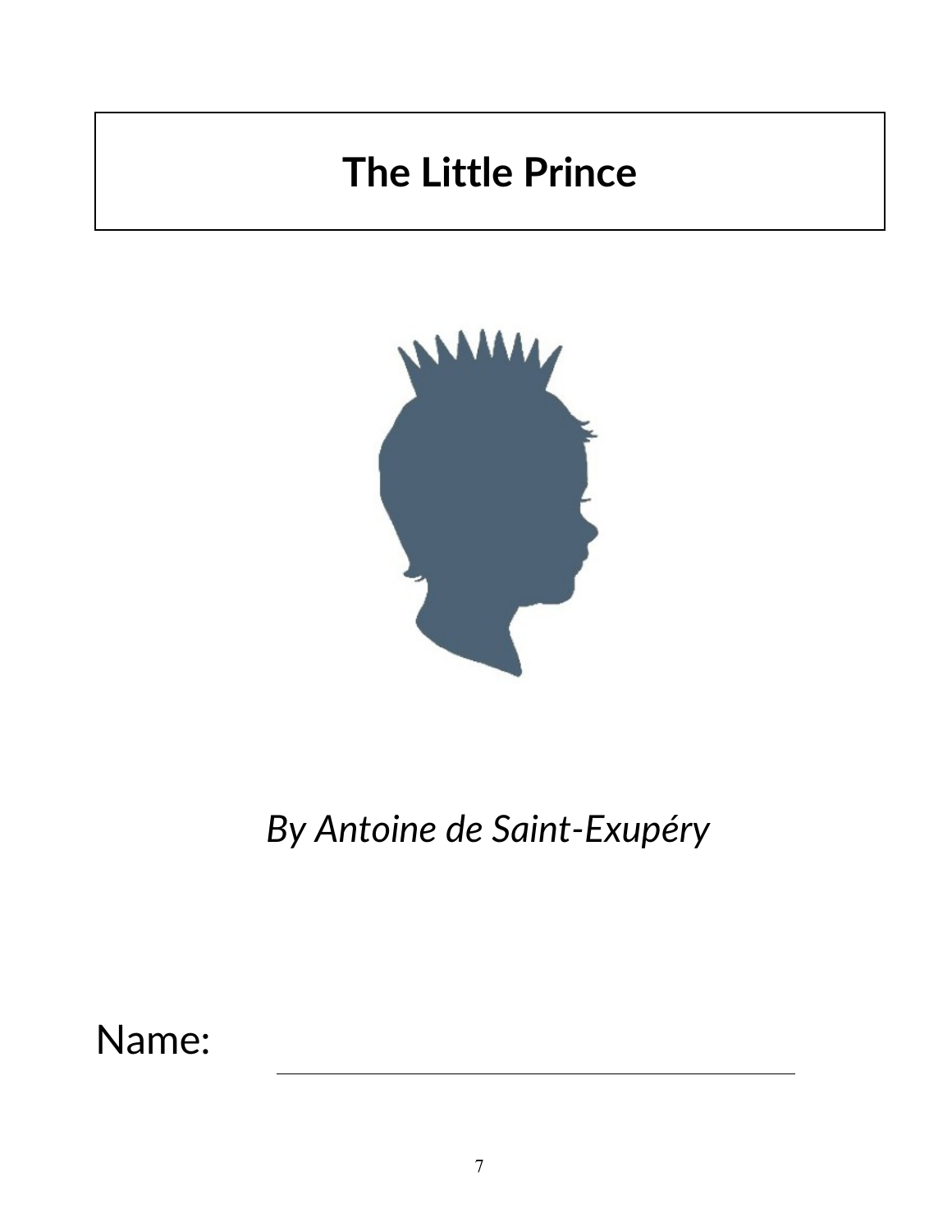# The Little Prince

*By Antoine de Saint-Exupéry*

Name: ___________________________________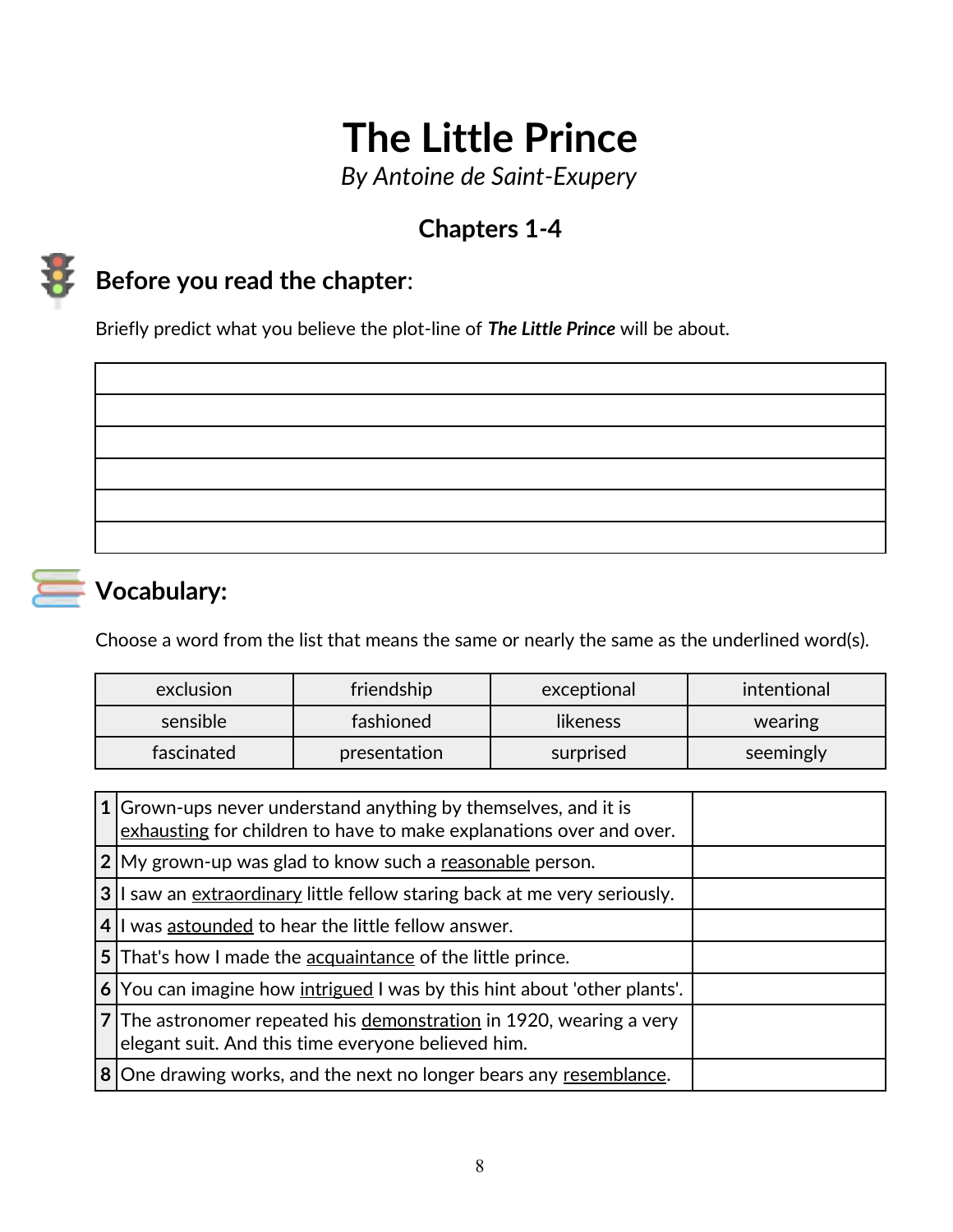# The Little Prince

*By Antoine de Saint-Exupery*

## Chapters 1-4

## Before you read the chapter:

Briefly predict what you believe the plot-line of ***The Little Prince*** will be about.

| |
|---|
| |
| |
| |
| |
| |
| |

## Vocabulary:

Choose a word from the list that means the same or nearly the same as the underlined word(s).

| | | | |
|---|---|---|---|
| exclusion | friendship | exceptional | intentional |
| sensible | fashioned | likeness | wearing |
| fascinated | presentation | surprised | seemingly |

| | | |
|---|---|---|
| **1** | Grown-ups never understand anything by themselves, and it is <u>exhausting</u> for children to have to make explanations over and over. | |
| **2** | My grown-up was glad to know such a <u>reasonable</u> person. | |
| **3** | I saw an <u>extraordinary</u> little fellow staring back at me very seriously. | |
| **4** | I was <u>astounded</u> to hear the little fellow answer. | |
| **5** | That's how I made the <u>acquaintance</u> of the little prince. | |
| **6** | You can imagine how <u>intrigued</u> I was by this hint about 'other plants'. | |
| **7** | The astronomer repeated his <u>demonstration</u> in 1920, wearing a very elegant suit. And this time everyone believed him. | |
| **8** | One drawing works, and the next no longer bears any <u>resemblance</u>. | |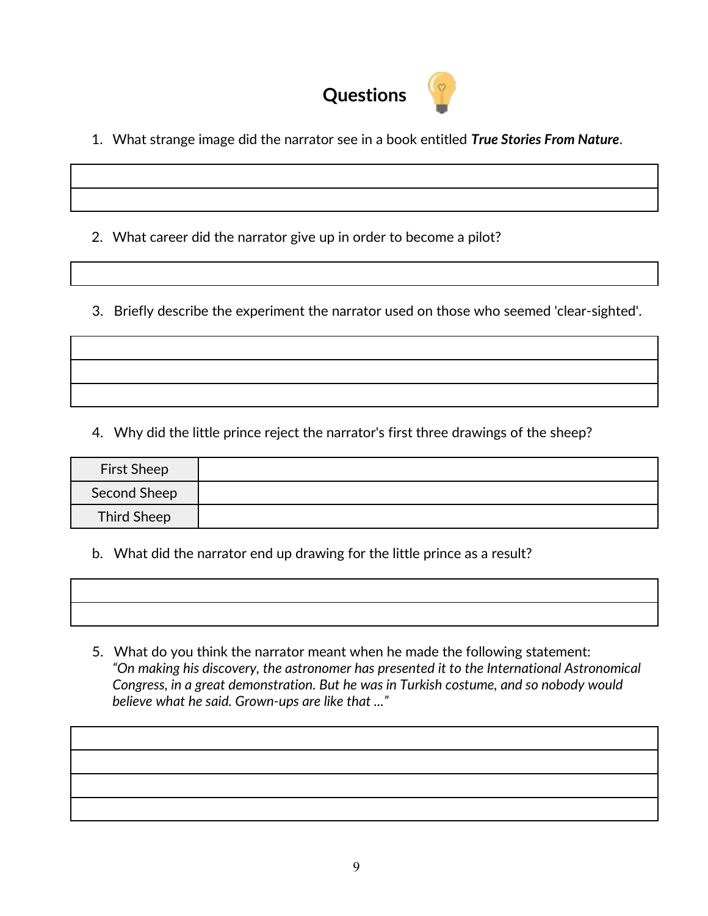# Questions

1. What strange image did the narrator see in a book entitled ***True Stories From Nature***.

| |
|---|
| |
| |

2. What career did the narrator give up in order to become a pilot?

| |
|---|
| |

3. Briefly describe the experiment the narrator used on those who seemed 'clear-sighted'.

| |
|---|
| |
| |
| |

4. Why did the little prince reject the narrator's first three drawings of the sheep?

| | |
|---|---|
| First Sheep | |
| Second Sheep | |
| Third Sheep | |

b. What did the narrator end up drawing for the little prince as a result?

| |
|---|
| |
| |

5. What do you think the narrator meant when he made the following statement:
*"On making his discovery, the astronomer has presented it to the International Astronomical Congress, in a great demonstration. But he was in Turkish costume, and so nobody would believe what he said. Grown-ups are like that ..."*

| |
|---|
| |
| |
| |
| |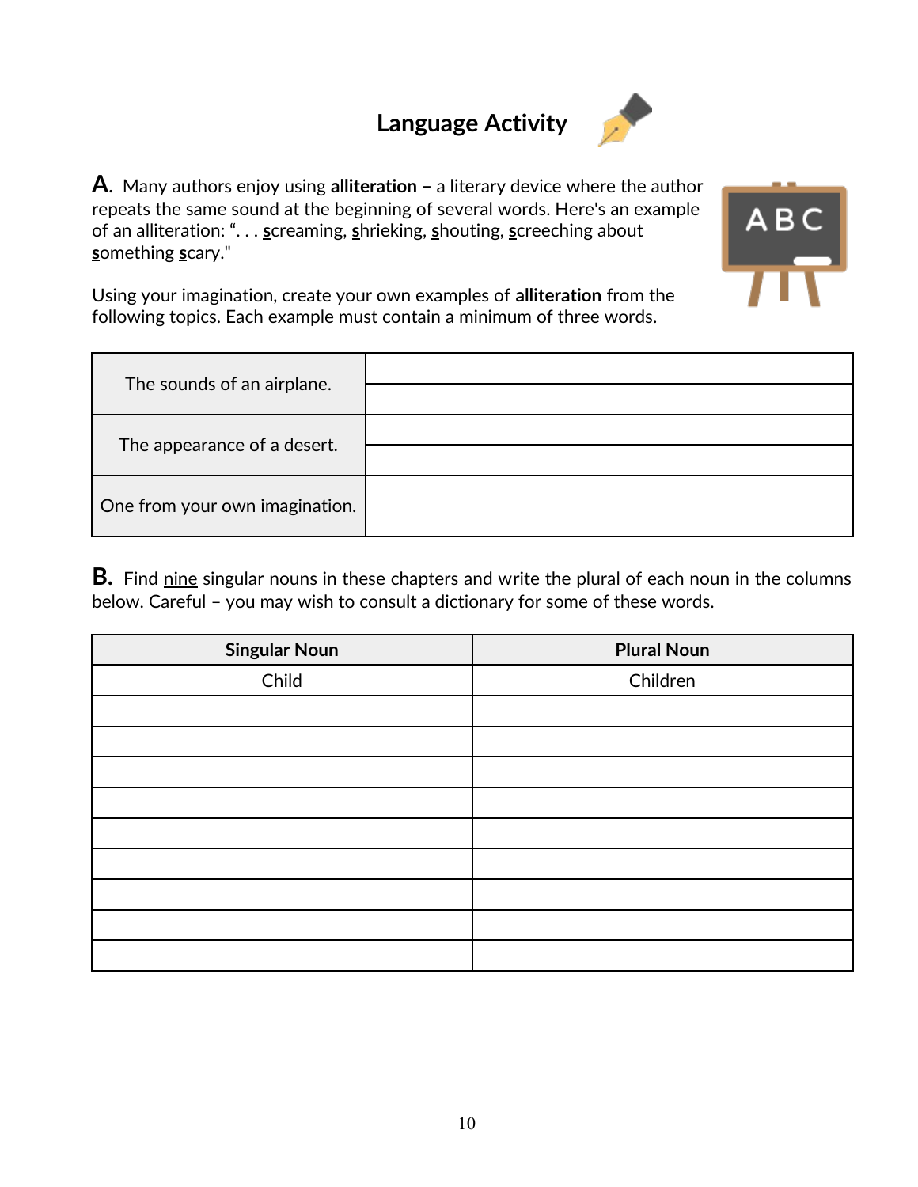# Language Activity

**A.** Many authors enjoy using **alliteration –** a literary device where the author repeats the same sound at the beginning of several words. Here's an example of an alliteration: ". . . screaming, shrieking, shouting, screeching about something scary."

Using your imagination, create your own examples of **alliteration** from the following topics. Each example must contain a minimum of three words.

| | |
|---|---|
| The sounds of an airplane. | |
| | |
| The appearance of a desert. | |
| | |
| One from your own imagination. | |
| | |

**B.** Find nine singular nouns in these chapters and write the plural of each noun in the columns below. Careful – you may wish to consult a dictionary for some of these words.

| Singular Noun | Plural Noun |
|---|---|
| Child | Children |
| | |
| | |
| | |
| | |
| | |
| | |
| | |
| | |
| | |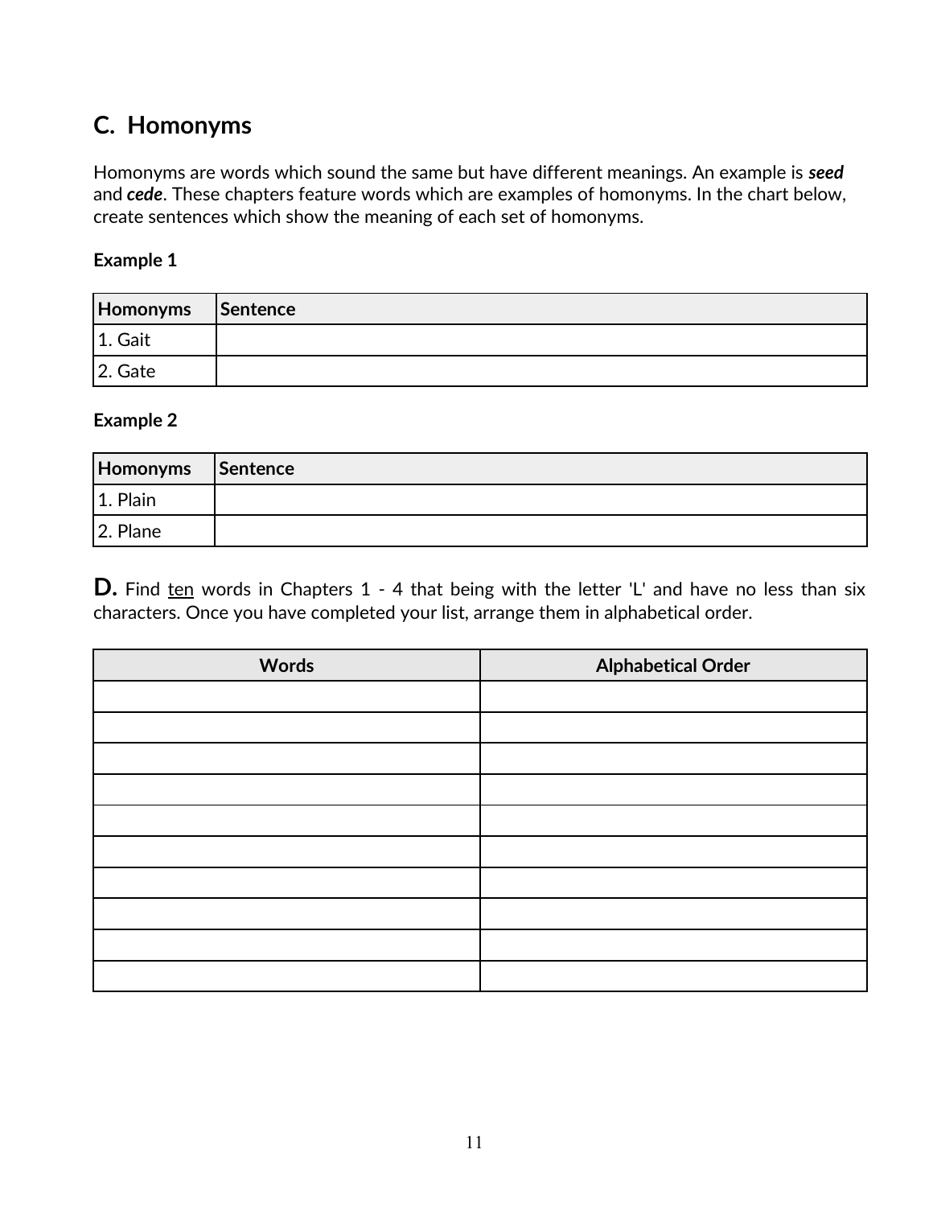## C. Homonyms

Homonyms are words which sound the same but have different meanings. An example is ***seed*** and ***cede***. These chapters feature words which are examples of homonyms. In the chart below, create sentences which show the meaning of each set of homonyms.

**Example 1**

| Homonyms | Sentence |
|---|---|
| 1. Gait | |
| 2. Gate | |

**Example 2**

| Homonyms | Sentence |
|---|---|
| 1. Plain | |
| 2. Plane | |

**D.** Find ten words in Chapters 1 - 4 that being with the letter 'L' and have no less than six characters. Once you have completed your list, arrange them in alphabetical order.

| Words | Alphabetical Order |
|---|---|
| | |
| | |
| | |
| | |
| | |
| | |
| | |
| | |
| | |
| | |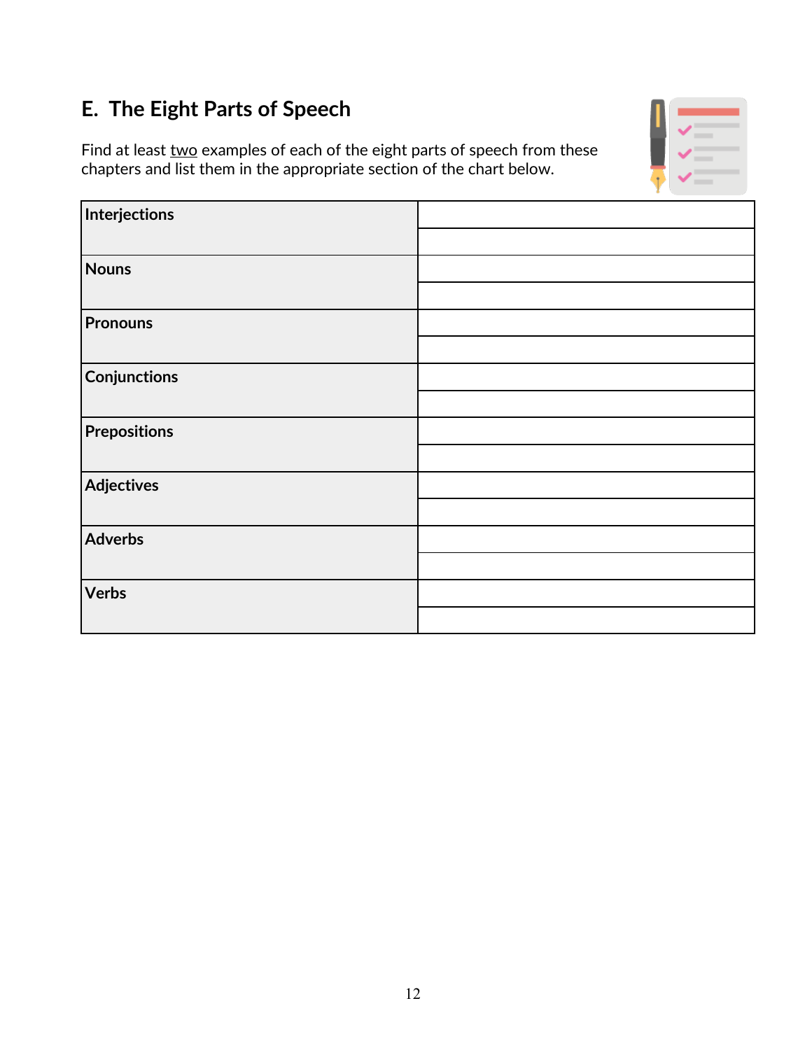## E. The Eight Parts of Speech

Find at least two examples of each of the eight parts of speech from these chapters and list them in the appropriate section of the chart below.

| | |
|---|---|
| **Interjections** | |
| | |
| **Nouns** | |
| | |
| **Pronouns** | |
| | |
| **Conjunctions** | |
| | |
| **Prepositions** | |
| | |
| **Adjectives** | |
| | |
| **Adverbs** | |
| | |
| **Verbs** | |
| | |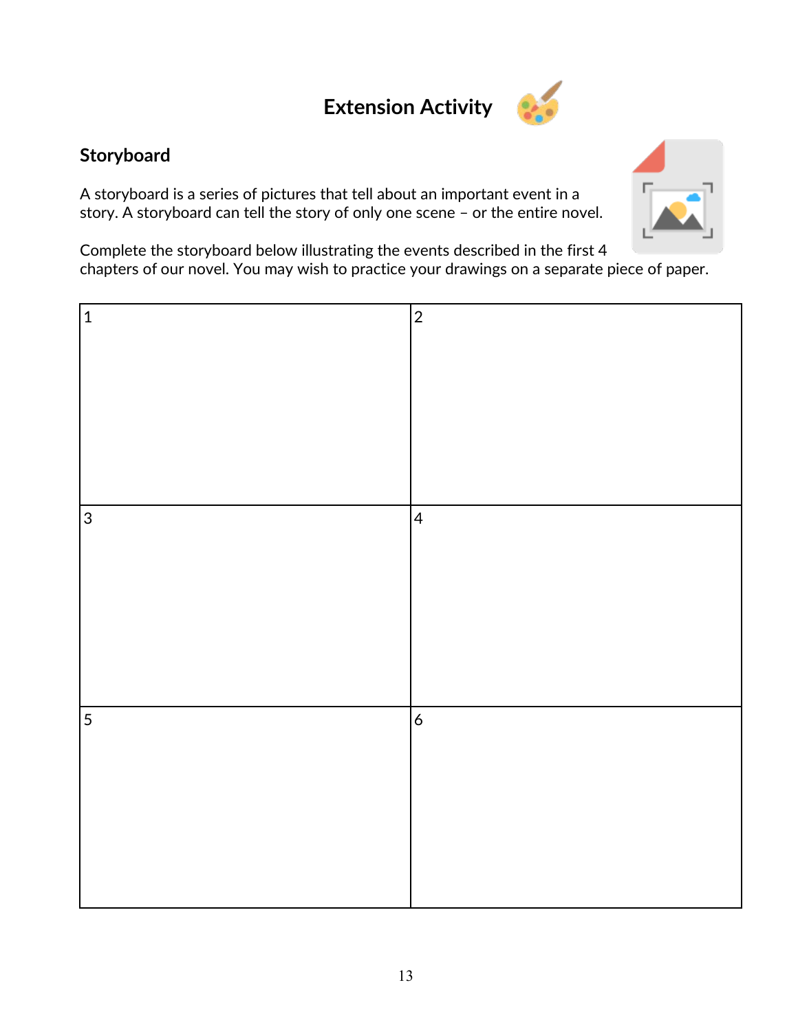# Extension Activity

## Storyboard

A storyboard is a series of pictures that tell about an important event in a story. A storyboard can tell the story of only one scene – or the entire novel.

Complete the storyboard below illustrating the events described in the first 4 chapters of our novel. You may wish to practice your drawings on a separate piece of paper.

| | |
|---|---|
| 1 | 2 |
| 3 | 4 |
| 5 | 6 |